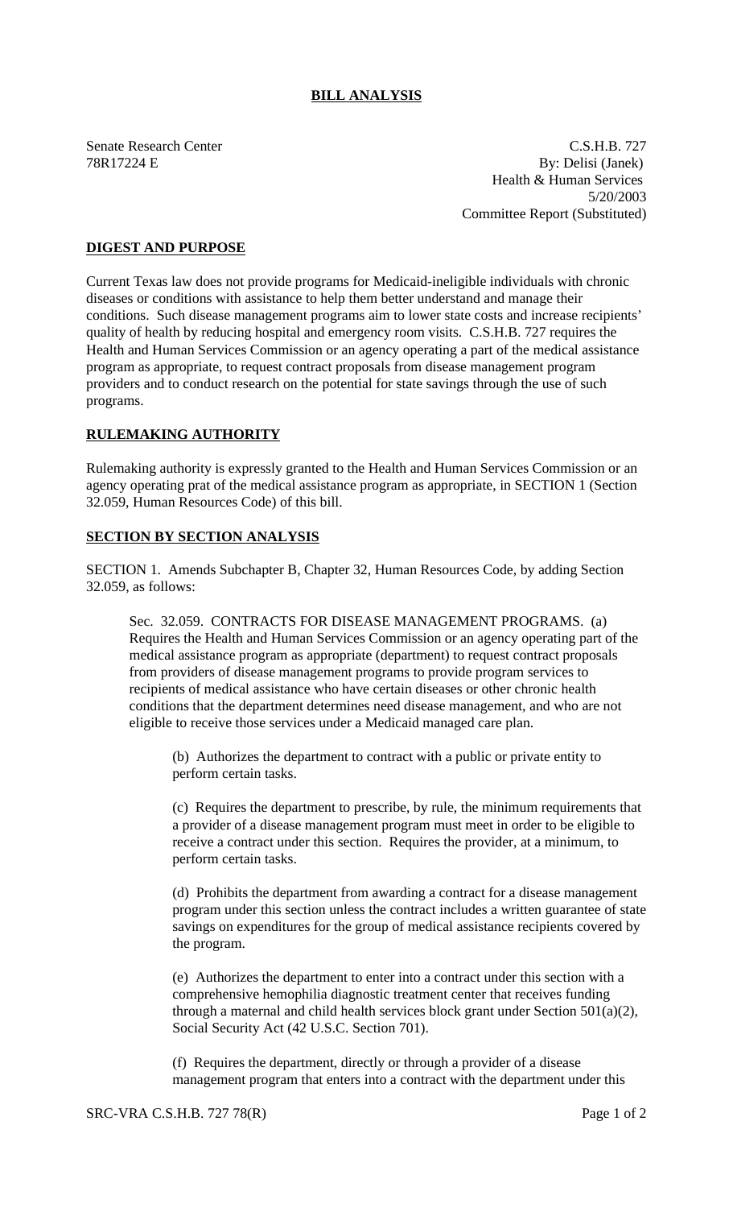# BILL ANALYSIS

Senate Research Center
78R17224 E

C.S.H.B. 727
By: Delisi (Janek)
Health & Human Services
5/20/2003
Committee Report (Substituted)

## DIGEST AND PURPOSE

Current Texas law does not provide programs for Medicaid-ineligible individuals with chronic diseases or conditions with assistance to help them better understand and manage their conditions. Such disease management programs aim to lower state costs and increase recipients' quality of health by reducing hospital and emergency room visits. C.S.H.B. 727 requires the Health and Human Services Commission or an agency operating a part of the medical assistance program as appropriate, to request contract proposals from disease management program providers and to conduct research on the potential for state savings through the use of such programs.

## RULEMAKING AUTHORITY

Rulemaking authority is expressly granted to the Health and Human Services Commission or an agency operating prat of the medical assistance program as appropriate, in SECTION 1 (Section 32.059, Human Resources Code) of this bill.

## SECTION BY SECTION ANALYSIS

SECTION 1. Amends Subchapter B, Chapter 32, Human Resources Code, by adding Section 32.059, as follows:

Sec. 32.059. CONTRACTS FOR DISEASE MANAGEMENT PROGRAMS. (a) Requires the Health and Human Services Commission or an agency operating part of the medical assistance program as appropriate (department) to request contract proposals from providers of disease management programs to provide program services to recipients of medical assistance who have certain diseases or other chronic health conditions that the department determines need disease management, and who are not eligible to receive those services under a Medicaid managed care plan.

(b) Authorizes the department to contract with a public or private entity to perform certain tasks.

(c) Requires the department to prescribe, by rule, the minimum requirements that a provider of a disease management program must meet in order to be eligible to receive a contract under this section. Requires the provider, at a minimum, to perform certain tasks.

(d) Prohibits the department from awarding a contract for a disease management program under this section unless the contract includes a written guarantee of state savings on expenditures for the group of medical assistance recipients covered by the program.

(e) Authorizes the department to enter into a contract under this section with a comprehensive hemophilia diagnostic treatment center that receives funding through a maternal and child health services block grant under Section 501(a)(2), Social Security Act (42 U.S.C. Section 701).

(f) Requires the department, directly or through a provider of a disease management program that enters into a contract with the department under this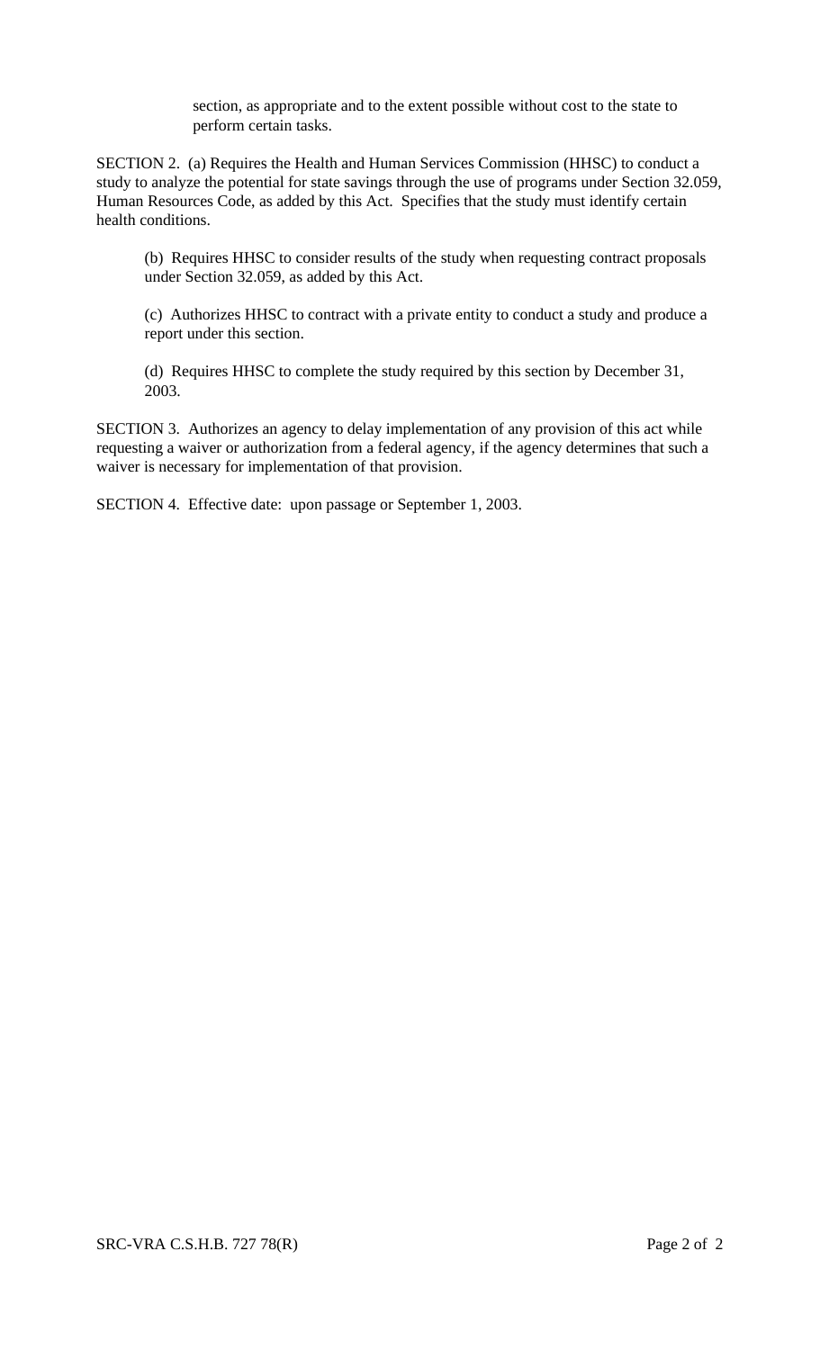section, as appropriate and to the extent possible without cost to the state to perform certain tasks.

SECTION 2. (a) Requires the Health and Human Services Commission (HHSC) to conduct a study to analyze the potential for state savings through the use of programs under Section 32.059, Human Resources Code, as added by this Act. Specifies that the study must identify certain health conditions.

(b) Requires HHSC to consider results of the study when requesting contract proposals under Section 32.059, as added by this Act.

(c) Authorizes HHSC to contract with a private entity to conduct a study and produce a report under this section.

(d) Requires HHSC to complete the study required by this section by December 31, 2003.

SECTION 3. Authorizes an agency to delay implementation of any provision of this act while requesting a waiver or authorization from a federal agency, if the agency determines that such a waiver is necessary for implementation of that provision.

SECTION 4. Effective date: upon passage or September 1, 2003.